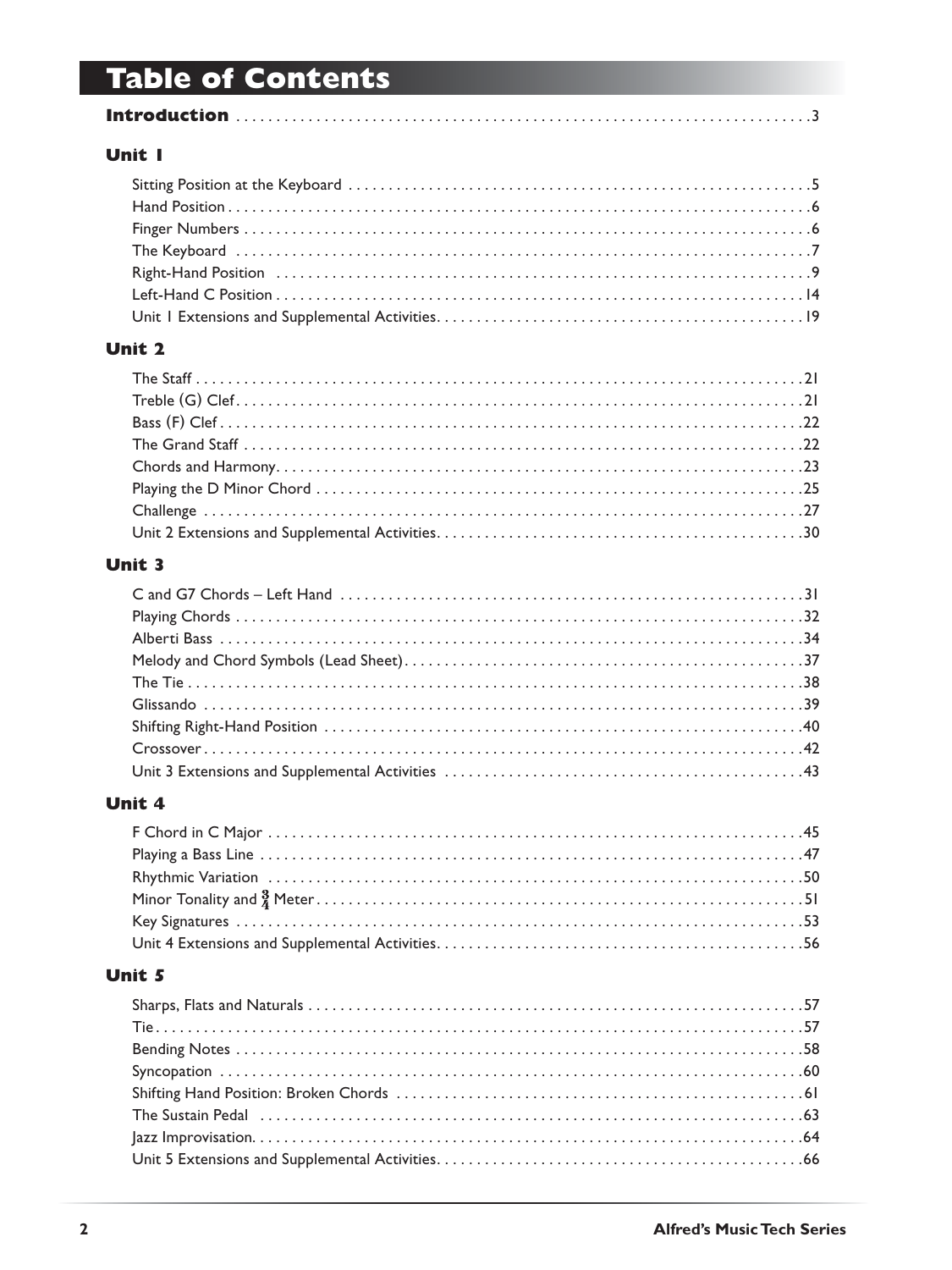# Table of Contents

**Introduction** . . . . . . . . . . . . . . . . . . . . . . . . . . . . . . . . . . . . . . . . . . . . . . . . . . . . . 3

## Unit 1

Sitting Position at the Keyboard . . . . . . . . . . . . . . . . . . . . . . . . . . . . . . . . . . . . . . . . 5
Hand Position . . . . . . . . . . . . . . . . . . . . . . . . . . . . . . . . . . . . . . . . . . . . . . . . . . . . . 6
Finger Numbers . . . . . . . . . . . . . . . . . . . . . . . . . . . . . . . . . . . . . . . . . . . . . . . . . . . . 6
The Keyboard . . . . . . . . . . . . . . . . . . . . . . . . . . . . . . . . . . . . . . . . . . . . . . . . . . . . . 7
Right-Hand Position . . . . . . . . . . . . . . . . . . . . . . . . . . . . . . . . . . . . . . . . . . . . . . . . . 9
Left-Hand C Position . . . . . . . . . . . . . . . . . . . . . . . . . . . . . . . . . . . . . . . . . . . . . . . . 14
Unit 1 Extensions and Supplemental Activities . . . . . . . . . . . . . . . . . . . . . . . . . . . . . . . 19

## Unit 2

The Staff . . . . . . . . . . . . . . . . . . . . . . . . . . . . . . . . . . . . . . . . . . . . . . . . . . . . . . . 21
Treble (G) Clef . . . . . . . . . . . . . . . . . . . . . . . . . . . . . . . . . . . . . . . . . . . . . . . . . . . . 21
Bass (F) Clef . . . . . . . . . . . . . . . . . . . . . . . . . . . . . . . . . . . . . . . . . . . . . . . . . . . . . . 22
The Grand Staff . . . . . . . . . . . . . . . . . . . . . . . . . . . . . . . . . . . . . . . . . . . . . . . . . . . . 22
Chords and Harmony . . . . . . . . . . . . . . . . . . . . . . . . . . . . . . . . . . . . . . . . . . . . . . . . 23
Playing the D Minor Chord . . . . . . . . . . . . . . . . . . . . . . . . . . . . . . . . . . . . . . . . . . . . 25
Challenge . . . . . . . . . . . . . . . . . . . . . . . . . . . . . . . . . . . . . . . . . . . . . . . . . . . . . . . . 27
Unit 2 Extensions and Supplemental Activities . . . . . . . . . . . . . . . . . . . . . . . . . . . . . . . 30

## Unit 3

C and G7 Chords – Left Hand . . . . . . . . . . . . . . . . . . . . . . . . . . . . . . . . . . . . . . . . . 31
Playing Chords . . . . . . . . . . . . . . . . . . . . . . . . . . . . . . . . . . . . . . . . . . . . . . . . . . . . 32
Alberti Bass . . . . . . . . . . . . . . . . . . . . . . . . . . . . . . . . . . . . . . . . . . . . . . . . . . . . . . 34
Melody and Chord Symbols (Lead Sheet) . . . . . . . . . . . . . . . . . . . . . . . . . . . . . . . . . . 37
The Tie . . . . . . . . . . . . . . . . . . . . . . . . . . . . . . . . . . . . . . . . . . . . . . . . . . . . . . . . . 38
Glissando . . . . . . . . . . . . . . . . . . . . . . . . . . . . . . . . . . . . . . . . . . . . . . . . . . . . . . . . 39
Shifting Right-Hand Position . . . . . . . . . . . . . . . . . . . . . . . . . . . . . . . . . . . . . . . . . . . 40
Crossover . . . . . . . . . . . . . . . . . . . . . . . . . . . . . . . . . . . . . . . . . . . . . . . . . . . . . . . . 42
Unit 3 Extensions and Supplemental Activities . . . . . . . . . . . . . . . . . . . . . . . . . . . . . . . 43

## Unit 4

F Chord in C Major . . . . . . . . . . . . . . . . . . . . . . . . . . . . . . . . . . . . . . . . . . . . . . . . . 45
Playing a Bass Line . . . . . . . . . . . . . . . . . . . . . . . . . . . . . . . . . . . . . . . . . . . . . . . . . 47
Rhythmic Variation . . . . . . . . . . . . . . . . . . . . . . . . . . . . . . . . . . . . . . . . . . . . . . . . . 50
Minor Tonality and $\frac{3}{4}$ Meter . . . . . . . . . . . . . . . . . . . . . . . . . . . . . . . . . . . . . . . . . . 51
Key Signatures . . . . . . . . . . . . . . . . . . . . . . . . . . . . . . . . . . . . . . . . . . . . . . . . . . . . 53
Unit 4 Extensions and Supplemental Activities . . . . . . . . . . . . . . . . . . . . . . . . . . . . . . . 56

## Unit 5

Sharps, Flats and Naturals . . . . . . . . . . . . . . . . . . . . . . . . . . . . . . . . . . . . . . . . . . . . 57
Tie . . . . . . . . . . . . . . . . . . . . . . . . . . . . . . . . . . . . . . . . . . . . . . . . . . . . . . . . . . . . 57
Bending Notes . . . . . . . . . . . . . . . . . . . . . . . . . . . . . . . . . . . . . . . . . . . . . . . . . . . . 58
Syncopation . . . . . . . . . . . . . . . . . . . . . . . . . . . . . . . . . . . . . . . . . . . . . . . . . . . . . . 60
Shifting Hand Position: Broken Chords . . . . . . . . . . . . . . . . . . . . . . . . . . . . . . . . . . . . 61
The Sustain Pedal . . . . . . . . . . . . . . . . . . . . . . . . . . . . . . . . . . . . . . . . . . . . . . . . . . 63
Jazz Improvisation . . . . . . . . . . . . . . . . . . . . . . . . . . . . . . . . . . . . . . . . . . . . . . . . . . 64
Unit 5 Extensions and Supplemental Activities . . . . . . . . . . . . . . . . . . . . . . . . . . . . . . . 66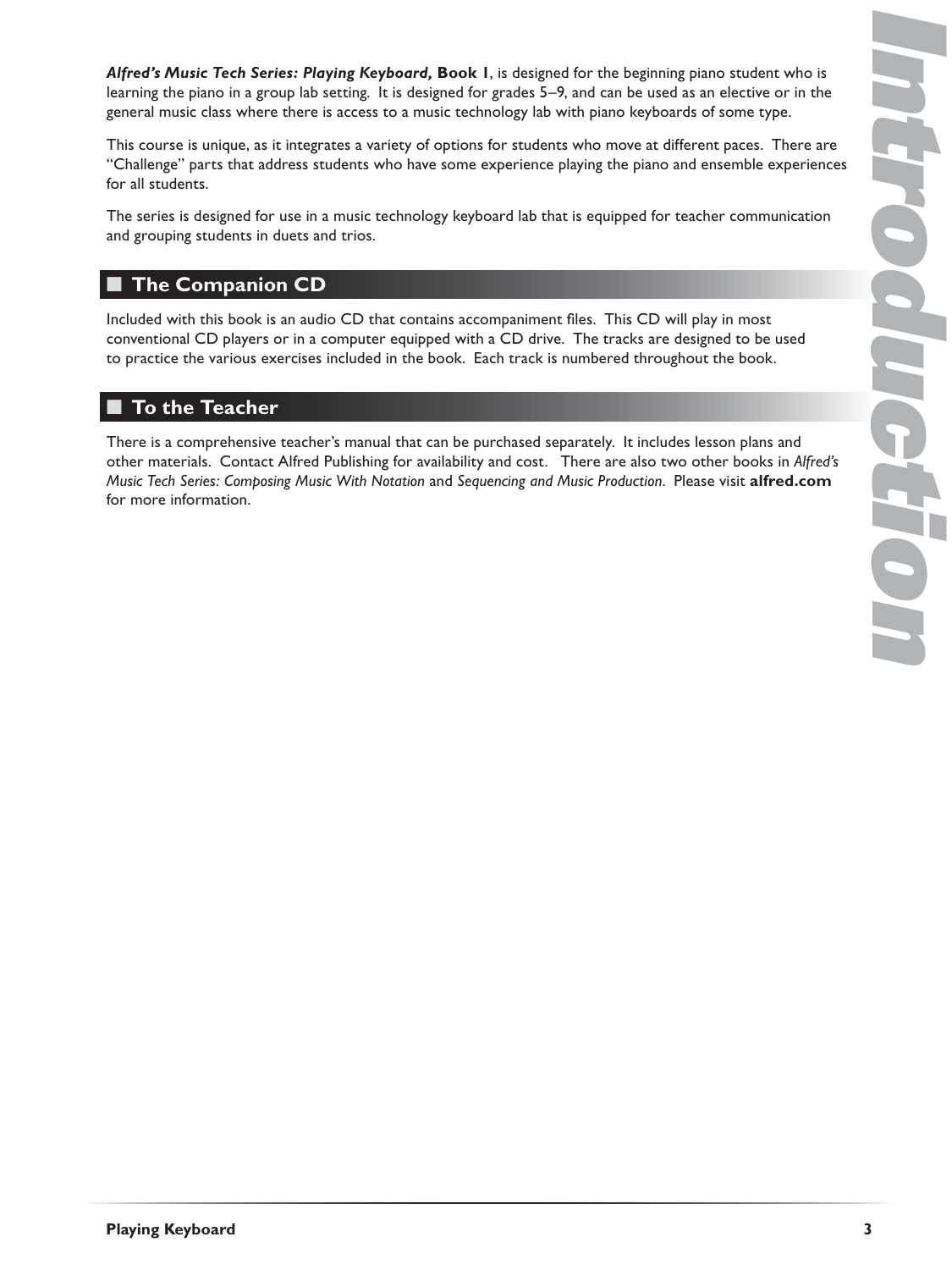# Introduction

***Alfred's Music Tech Series: Playing Keyboard,*** **Book 1**, is designed for the beginning piano student who is learning the piano in a group lab setting. It is designed for grades 5–9, and can be used as an elective or in the general music class where there is access to a music technology lab with piano keyboards of some type.

This course is unique, as it integrates a variety of options for students who move at different paces. There are "Challenge" parts that address students who have some experience playing the piano and ensemble experiences for all students.

The series is designed for use in a music technology keyboard lab that is equipped for teacher communication and grouping students in duets and trios.

## The Companion CD

Included with this book is an audio CD that contains accompaniment files. This CD will play in most conventional CD players or in a computer equipped with a CD drive. The tracks are designed to be used to practice the various exercises included in the book. Each track is numbered throughout the book.

## To the Teacher

There is a comprehensive teacher's manual that can be purchased separately. It includes lesson plans and other materials. Contact Alfred Publishing for availability and cost. There are also two other books in *Alfred's Music Tech Series: Composing Music With Notation* and *Sequencing and Music Production*. Please visit **alfred.com** for more information.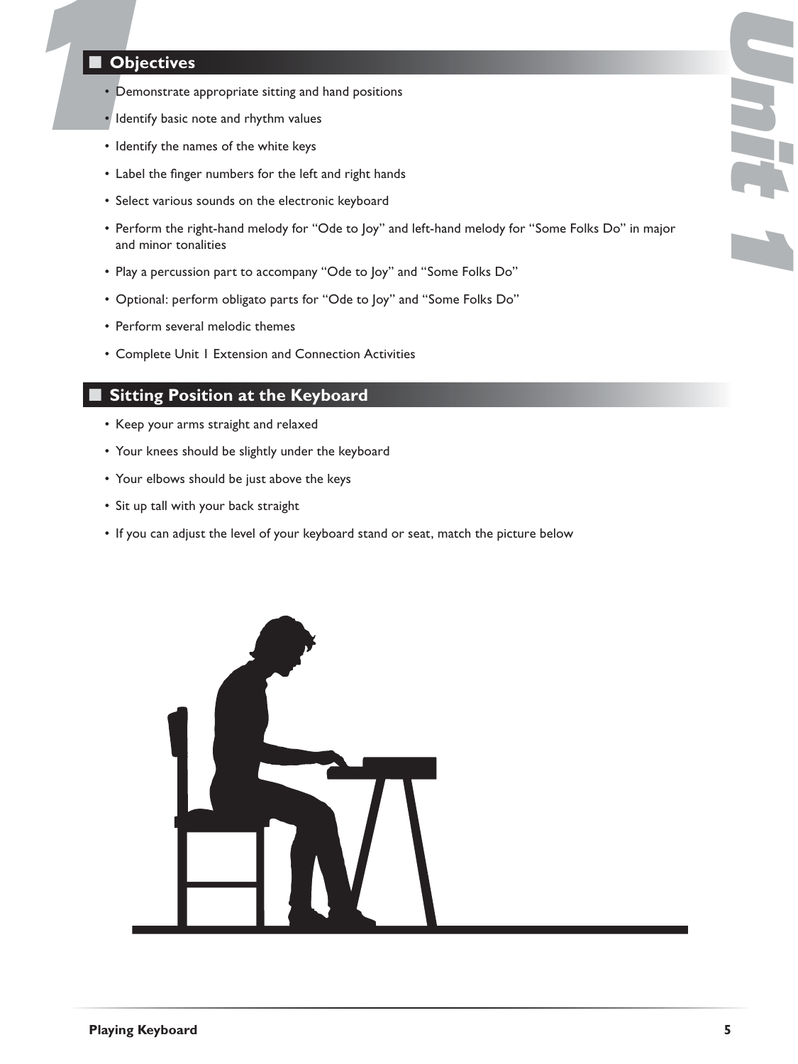# Unit 1

## Objectives

- Demonstrate appropriate sitting and hand positions
- Identify basic note and rhythm values
- Identify the names of the white keys
- Label the finger numbers for the left and right hands
- Select various sounds on the electronic keyboard
- Perform the right-hand melody for "Ode to Joy" and left-hand melody for "Some Folks Do" in major and minor tonalities
- Play a percussion part to accompany "Ode to Joy" and "Some Folks Do"
- Optional: perform obligato parts for "Ode to Joy" and "Some Folks Do"
- Perform several melodic themes
- Complete Unit 1 Extension and Connection Activities

## Sitting Position at the Keyboard

- Keep your arms straight and relaxed
- Your knees should be slightly under the keyboard
- Your elbows should be just above the keys
- Sit up tall with your back straight
- If you can adjust the level of your keyboard stand or seat, match the picture below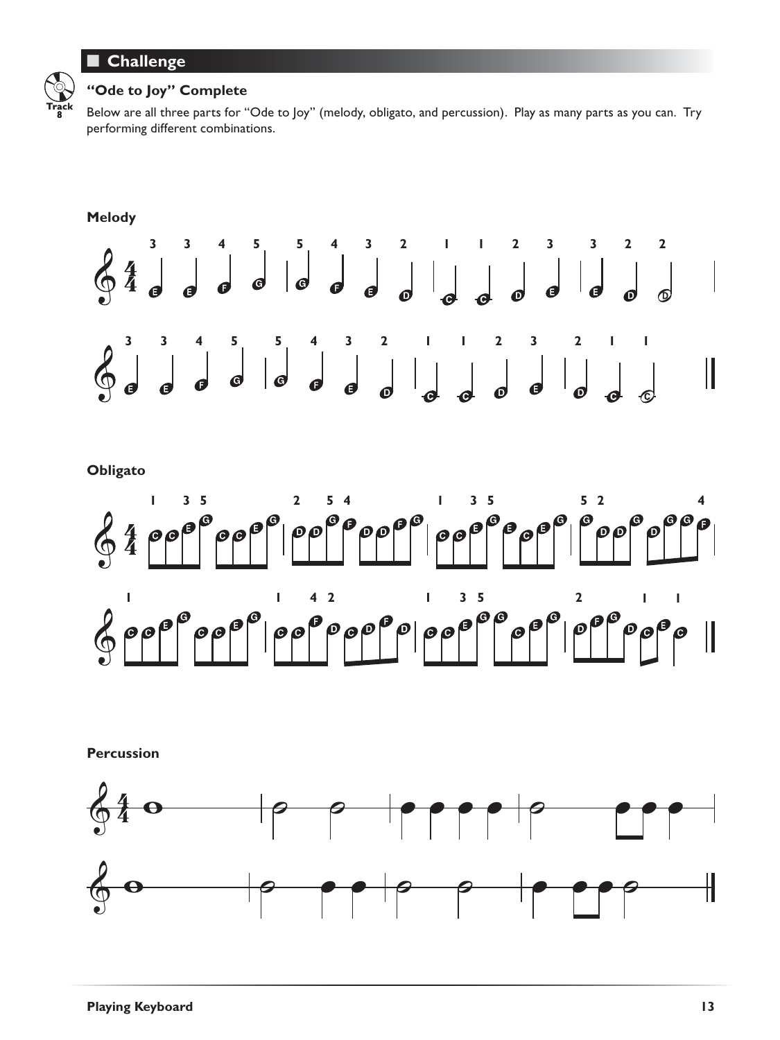## ■ Challenge

### "Ode to Joy" Complete

Track 8

Below are all three parts for "Ode to Joy" (melody, obligato, and percussion). Play as many parts as you can. Try performing different combinations.

**Melody**

**Obligato**

**Percussion**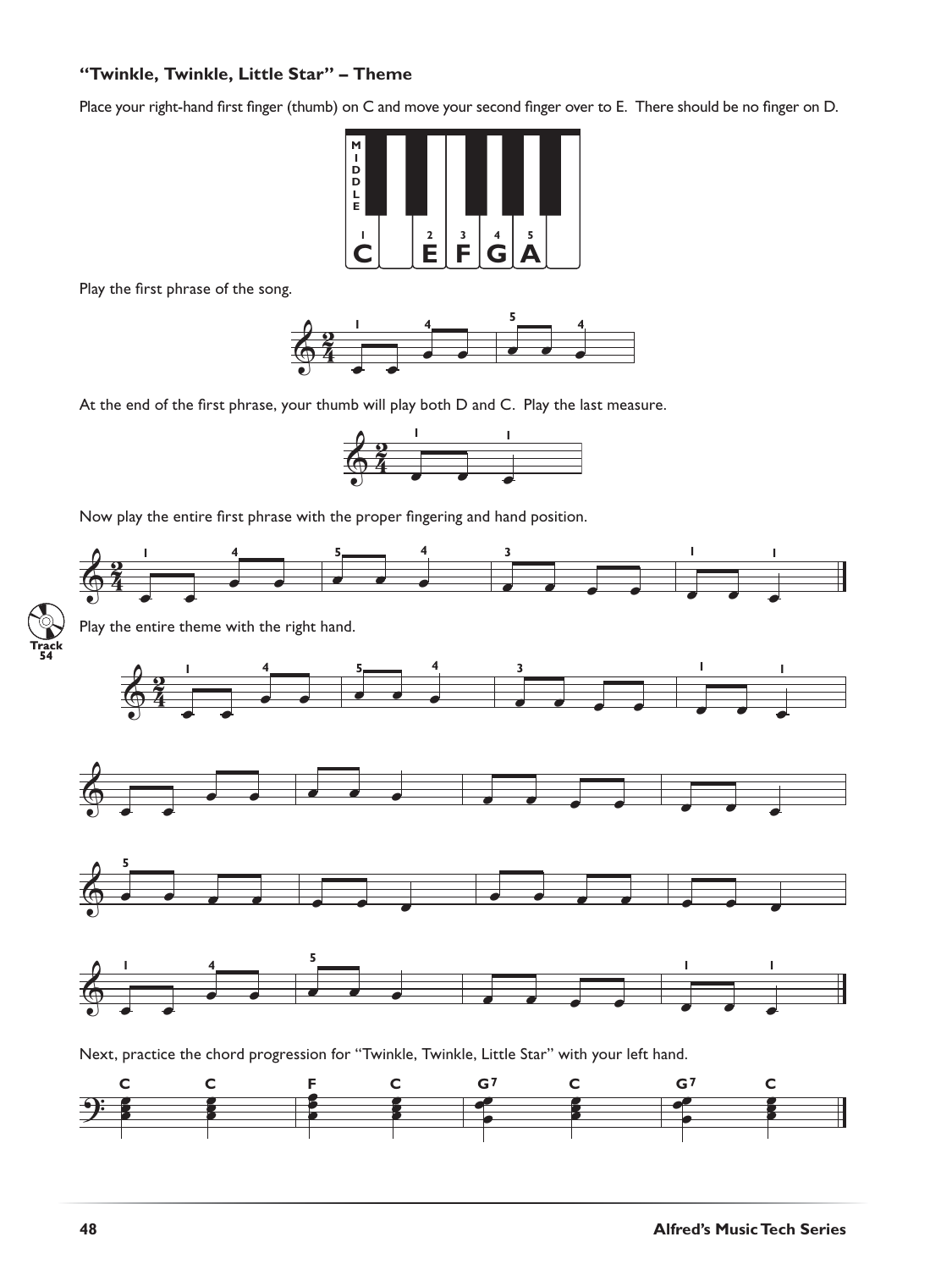### "Twinkle, Twinkle, Little Star" – Theme

Place your right-hand first finger (thumb) on C and move your second finger over to E. There should be no finger on D.

MIDDLE

1 C 2 E 3 F 4 G 5 A

Play the first phrase of the song.

At the end of the first phrase, your thumb will play both D and C. Play the last measure.

Now play the entire first phrase with the proper fingering and hand position.

Track 54

Play the entire theme with the right hand.

Next, practice the chord progression for "Twinkle, Twinkle, Little Star" with your left hand.

C C F C G7 C G7 C